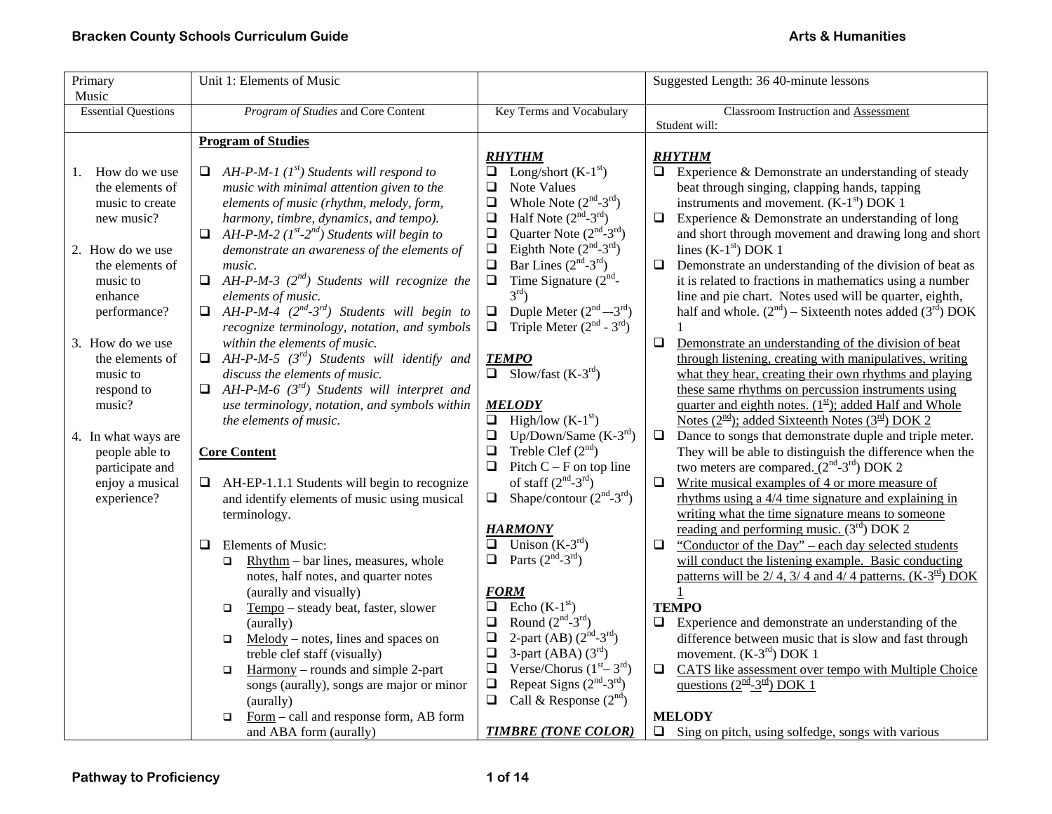| Primary Music | Unit 1: Elements of Music | | Suggested Length: 36 40-minute lessons |
|---|---|---|---|
| Essential Questions | *Program of Studies* and Core Content | Key Terms and Vocabulary | Classroom Instruction and Assessment<br>Student will: |
| 1. How do we use the elements of music to create new music?<br><br>2. How do we use the elements of music to enhance performance?<br><br>3. How do we use the elements of music to respond to music?<br><br>4. In what ways are people able to participate and enjoy a musical experience? | **Program of Studies**<br><br>❑ *AH-P-M-1 (1st) Students will respond to music with minimal attention given to the elements of music (rhythm, melody, form, harmony, timbre, dynamics, and tempo).*<br>❑ *AH-P-M-2 (1st-2nd) Students will begin to demonstrate an awareness of the elements of music.*<br>❑ *AH-P-M-3 (2nd) Students will recognize the elements of music.*<br>❑ *AH-P-M-4 (2nd-3rd) Students will begin to recognize terminology, notation, and symbols within the elements of music.*<br>❑ *AH-P-M-5 (3rd) Students will identify and discuss the elements of music.*<br>❑ *AH-P-M-6 (3rd) Students will interpret and use terminology, notation, and symbols within the elements of music.*<br><br>**Core Content**<br><br>❑ AH-EP-1.1.1 Students will begin to recognize and identify elements of music using musical terminology.<br><br>❑ Elements of Music:<br>❑ Rhythm – bar lines, measures, whole notes, half notes, and quarter notes (aurally and visually)<br>❑ Tempo – steady beat, faster, slower (aurally)<br>❑ Melody – notes, lines and spaces on treble clef staff (visually)<br>❑ Harmony – rounds and simple 2-part songs (aurally), songs are major or minor (aurally)<br>❑ Form – call and response form, AB form and ABA form (aurally) | ***RHYTHM***<br>❑ Long/short (K-1st)<br>❑ Note Values<br>❑ Whole Note (2nd-3rd)<br>❑ Half Note (2nd-3rd)<br>❑ Quarter Note (2nd-3rd)<br>❑ Eighth Note (2nd-3rd)<br>❑ Bar Lines (2nd-3rd)<br>❑ Time Signature (2nd-3rd)<br>❑ Duple Meter (2nd –-3rd)<br>❑ Triple Meter (2nd - 3rd)<br><br>***TEMPO***<br>❑ Slow/fast (K-3rd)<br><br>***MELODY***<br>❑ High/low (K-1st)<br>❑ Up/Down/Same (K-3rd)<br>❑ Treble Clef (2nd)<br>❑ Pitch C – F on top line of staff (2nd-3rd)<br>❑ Shape/contour (2nd-3rd)<br><br>***HARMONY***<br>❑ Unison (K-3rd)<br>❑ Parts (2nd-3rd)<br><br>***FORM***<br>❑ Echo (K-1st)<br>❑ Round (2nd-3rd)<br>❑ 2-part (AB) (2nd-3rd)<br>❑ 3-part (ABA) (3rd)<br>❑ Verse/Chorus (1st– 3rd)<br>❑ Repeat Signs (2nd-3rd)<br>❑ Call & Response (2nd)<br><br>***TIMBRE (TONE COLOR)*** | ***RHYTHM***<br>❑ Experience & Demonstrate an understanding of steady beat through singing, clapping hands, tapping instruments and movement. (K-1st) DOK 1<br>❑ Experience & Demonstrate an understanding of long and short through movement and drawing long and short lines (K-1st) DOK 1<br>❑ Demonstrate an understanding of the division of beat as it is related to fractions in mathematics using a number line and pie chart. Notes used will be quarter, eighth, half and whole. (2nd) – Sixteenth notes added (3rd) DOK 1<br>❑ Demonstrate an understanding of the division of beat through listening, creating with manipulatives, writing what they hear, creating their own rhythms and playing these same rhythms on percussion instruments using quarter and eighth notes. (1st); added Half and Whole Notes (2nd); added Sixteenth Notes (3rd) DOK 2<br>❑ Dance to songs that demonstrate duple and triple meter. They will be able to distinguish the difference when the two meters are compared. (2nd-3rd) DOK 2<br>❑ Write musical examples of 4 or more measure of rhythms using a 4/4 time signature and explaining in writing what the time signature means to someone reading and performing music. (3rd) DOK 2<br>❑ "Conductor of the Day" – each day selected students will conduct the listening example. Basic conducting patterns will be 2/ 4, 3/ 4 and 4/ 4 patterns. (K-3rd) DOK 1<br>**TEMPO**<br>❑ Experience and demonstrate an understanding of the difference between music that is slow and fast through movement. (K-3rd) DOK 1<br>❑ CATS like assessment over tempo with Multiple Choice questions (2nd-3rd) DOK 1<br><br>**MELODY**<br>❑ Sing on pitch, using solfedge, songs with various |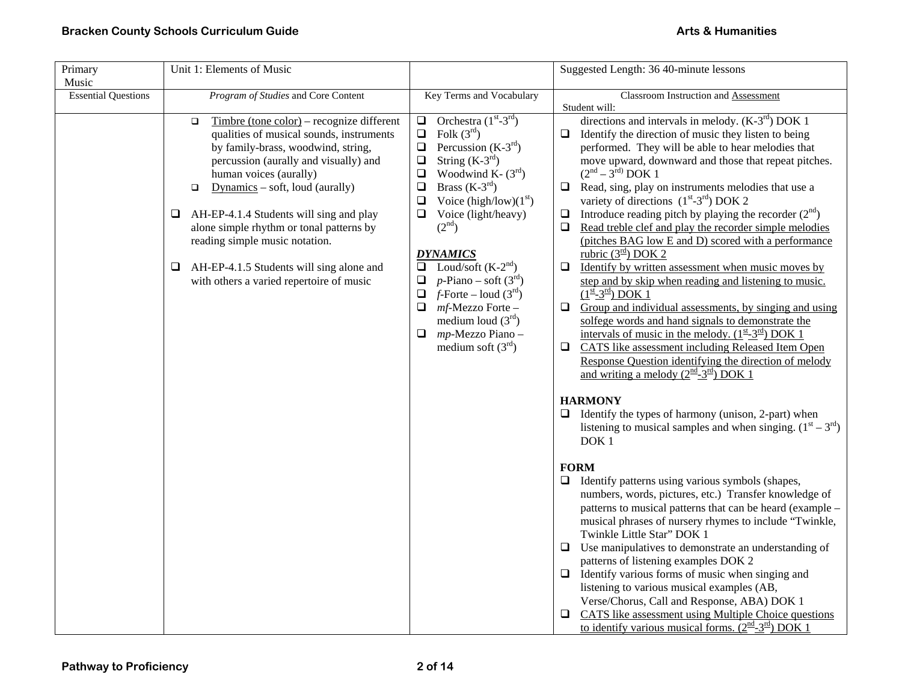| Primary Music | Unit 1: Elements of Music | | Suggested Length: 36 40-minute lessons |
|---|---|---|---|
| Essential Questions | *Program of Studies* and Core Content | Key Terms and Vocabulary | Classroom Instruction and Assessment<br>Student will: |
| | ❑ Timbre (tone color) – recognize different qualities of musical sounds, instruments by family-brass, woodwind, string, percussion (aurally and visually) and human voices (aurally)<br>❑ Dynamics – soft, loud (aurally)<br><br>❑ AH-EP-4.1.4 Students will sing and play alone simple rhythm or tonal patterns by reading simple music notation.<br><br>❑ AH-EP-4.1.5 Students will sing alone and with others a varied repertoire of music | ❑ Orchestra (1st-3rd)<br>❑ Folk (3rd)<br>❑ Percussion (K-3rd)<br>❑ String (K-3rd)<br>❑ Woodwind K- (3rd)<br>❑ Brass (K-3rd)<br>❑ Voice (high/low)(1st)<br>❑ Voice (light/heavy) (2nd)<br><br>***DYNAMICS***<br>❑ Loud/soft (K-2nd)<br>❑ *p*-Piano – soft (3rd)<br>❑ *f*-Forte – loud (3rd)<br>❑ *mf*-Mezzo Forte – medium loud (3rd)<br>❑ *mp*-Mezzo Piano – medium soft (3rd) | directions and intervals in melody. (K-3rd) DOK 1<br>❑ Identify the direction of music they listen to being performed. They will be able to hear melodies that move upward, downward and those that repeat pitches. (2nd – 3rd) DOK 1<br>❑ Read, sing, play on instruments melodies that use a variety of directions (1st-3rd) DOK 2<br>❑ Introduce reading pitch by playing the recorder (2nd)<br>❑ Read treble clef and play the recorder simple melodies (pitches BAG low E and D) scored with a performance rubric (3rd) DOK 2<br>❑ Identify by written assessment when music moves by step and by skip when reading and listening to music. (1st-3rd) DOK 1<br>❑ Group and individual assessments, by singing and using solfege words and hand signals to demonstrate the intervals of music in the melody. (1st-3rd) DOK 1<br>❑ CATS like assessment including Released Item Open Response Question identifying the direction of melody and writing a melody (2nd-3rd) DOK 1<br><br>**HARMONY**<br>❑ Identify the types of harmony (unison, 2-part) when listening to musical samples and when singing. (1st – 3rd) DOK 1<br><br>**FORM**<br>❑ Identify patterns using various symbols (shapes, numbers, words, pictures, etc.) Transfer knowledge of patterns to musical patterns that can be heard (example – musical phrases of nursery rhymes to include "Twinkle, Twinkle Little Star" DOK 1<br>❑ Use manipulatives to demonstrate an understanding of patterns of listening examples DOK 2<br>❑ Identify various forms of music when singing and listening to various musical examples (AB, Verse/Chorus, Call and Response, ABA) DOK 1<br>❑ CATS like assessment using Multiple Choice questions to identify various musical forms. (2nd-3rd) DOK 1 |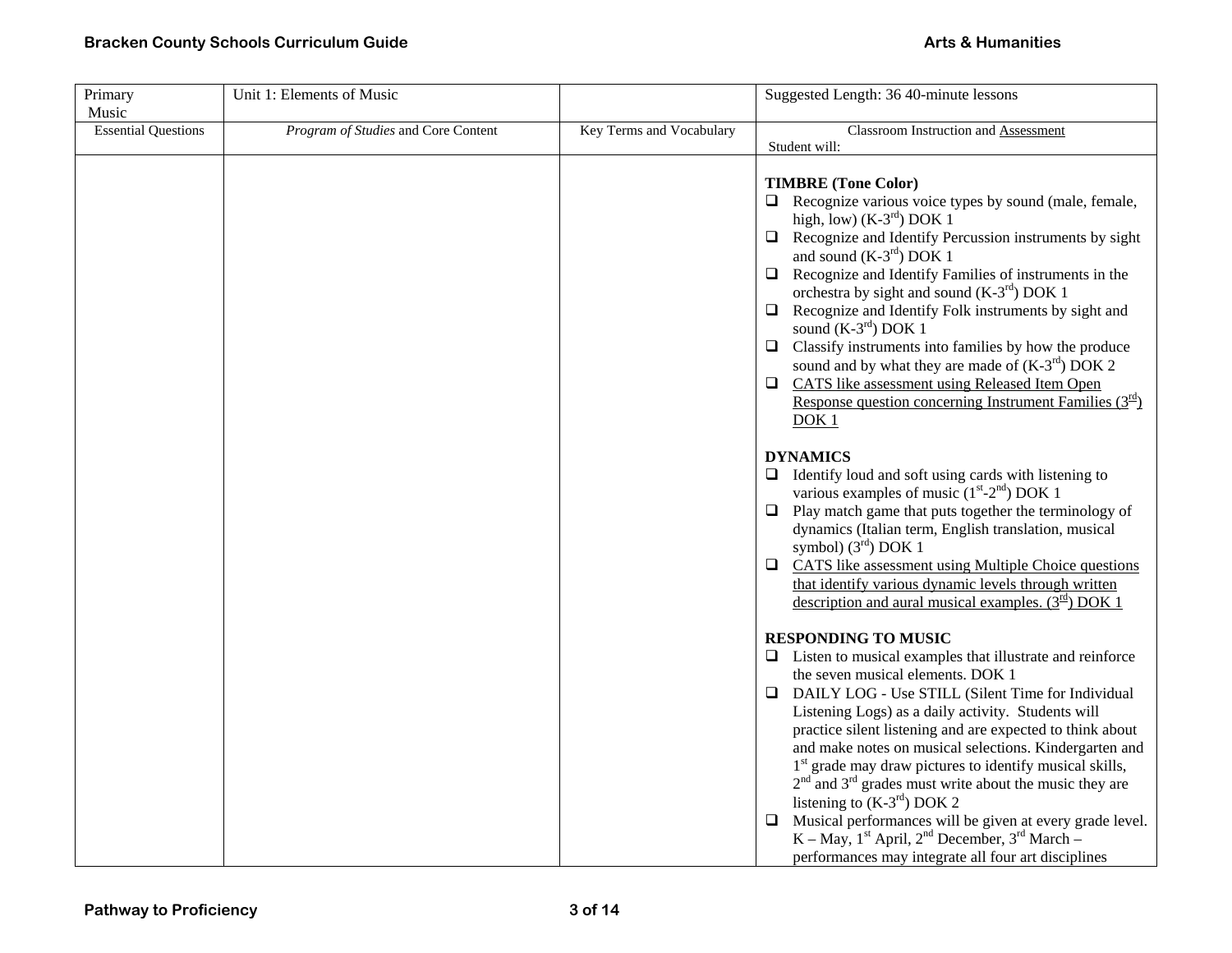| Primary Music | Unit 1: Elements of Music | | Suggested Length: 36 40-minute lessons |
|---|---|---|---|
| Essential Questions | *Program of Studies* and Core Content | Key Terms and Vocabulary | Classroom Instruction and Assessment<br>Student will: |
| | | | **TIMBRE (Tone Color)**<br>❑ Recognize various voice types by sound (male, female, high, low) (K-3rd) DOK 1<br>❑ Recognize and Identify Percussion instruments by sight and sound (K-3rd) DOK 1<br>❑ Recognize and Identify Families of instruments in the orchestra by sight and sound (K-3rd) DOK 1<br>❑ Recognize and Identify Folk instruments by sight and sound (K-3rd) DOK 1<br>❑ Classify instruments into families by how the produce sound and by what they are made of (K-3rd) DOK 2<br>❑ CATS like assessment using Released Item Open Response question concerning Instrument Families (3rd) DOK 1<br><br>**DYNAMICS**<br>❑ Identify loud and soft using cards with listening to various examples of music (1st-2nd) DOK 1<br>❑ Play match game that puts together the terminology of dynamics (Italian term, English translation, musical symbol) (3rd) DOK 1<br>❑ CATS like assessment using Multiple Choice questions that identify various dynamic levels through written description and aural musical examples. (3rd) DOK 1<br><br>**RESPONDING TO MUSIC**<br>❑ Listen to musical examples that illustrate and reinforce the seven musical elements. DOK 1<br>❑ DAILY LOG - Use STILL (Silent Time for Individual Listening Logs) as a daily activity. Students will practice silent listening and are expected to think about and make notes on musical selections. Kindergarten and 1st grade may draw pictures to identify musical skills, 2nd and 3rd grades must write about the music they are listening to (K-3rd) DOK 2<br>❑ Musical performances will be given at every grade level. K – May, 1st April, 2nd December, 3rd March – performances may integrate all four art disciplines |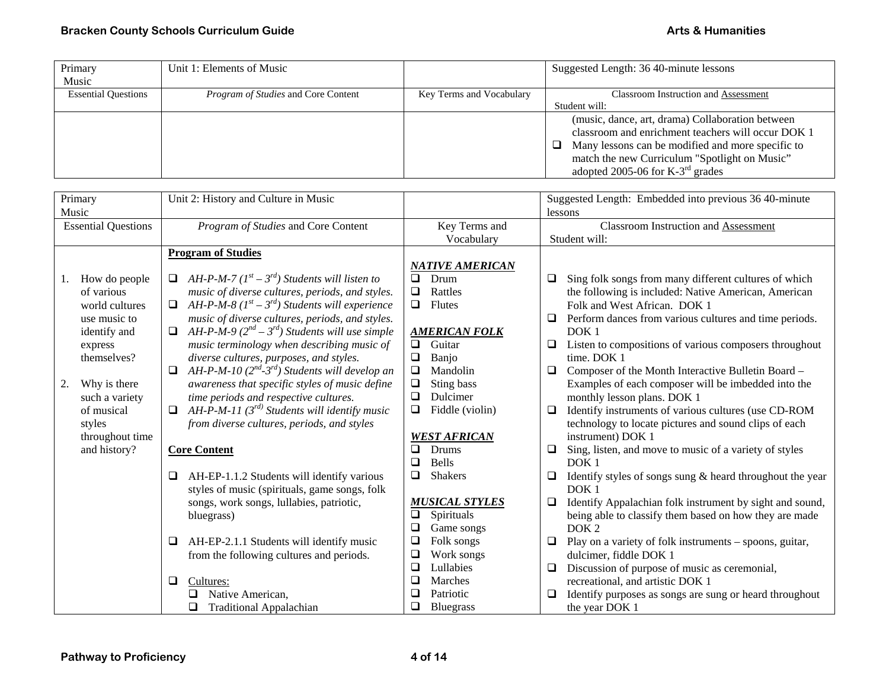| Primary Music | Unit 1: Elements of Music | | Suggested Length: 36 40-minute lessons |
|---|---|---|---|
| Essential Questions | *Program of Studies* and Core Content | Key Terms and Vocabulary | Classroom Instruction and Assessment<br>Student will: |
| | | | (music, dance, art, drama) Collaboration between classroom and enrichment teachers will occur DOK 1<br>❑ Many lessons can be modified and more specific to match the new Curriculum "Spotlight on Music" adopted 2005-06 for K-3rd grades |

| Primary Music | Unit 2: History and Culture in Music | | Suggested Length: Embedded into previous 36 40-minute lessons |
|---|---|---|---|
| Essential Questions | *Program of Studies* and Core Content | Key Terms and Vocabulary | Classroom Instruction and Assessment<br>Student will: |
| 1. How do people of various world cultures use music to identify and express themselves?<br><br>2. Why is there such a variety of musical styles throughout time and history? | **Program of Studies**<br><br>❑ *AH-P-M-7 (1st – 3rd) Students will listen to music of diverse cultures, periods, and styles.*<br>❑ *AH-P-M-8 (1st – 3rd) Students will experience music of diverse cultures, periods, and styles.*<br>❑ *AH-P-M-9 (2nd – 3rd) Students will use simple music terminology when describing music of diverse cultures, purposes, and styles.*<br>❑ *AH-P-M-10 (2nd-3rd) Students will develop an awareness that specific styles of music define time periods and respective cultures.*<br>❑ *AH-P-M-11 (3rd) Students will identify music from diverse cultures, periods, and styles*<br><br>**Core Content**<br><br>❑ AH-EP-1.1.2 Students will identify various styles of music (spirituals, game songs, folk songs, work songs, lullabies, patriotic, bluegrass)<br><br>❑ AH-EP-2.1.1 Students will identify music from the following cultures and periods.<br><br>❑ Cultures:<br>❑ Native American,<br>❑ Traditional Appalachian | ***NATIVE AMERICAN***<br>❑ Drum<br>❑ Rattles<br>❑ Flutes<br><br>***AMERICAN FOLK***<br>❑ Guitar<br>❑ Banjo<br>❑ Mandolin<br>❑ Sting bass<br>❑ Dulcimer<br>❑ Fiddle (violin)<br><br>***WEST AFRICAN***<br>❑ Drums<br>❑ Bells<br>❑ Shakers<br><br>***MUSICAL STYLES***<br>❑ Spirituals<br>❑ Game songs<br>❑ Folk songs<br>❑ Work songs<br>❑ Lullabies<br>❑ Marches<br>❑ Patriotic<br>❑ Bluegrass | ❑ Sing folk songs from many different cultures of which the following is included: Native American, American Folk and West African. DOK 1<br>❑ Perform dances from various cultures and time periods. DOK 1<br>❑ Listen to compositions of various composers throughout time. DOK 1<br>❑ Composer of the Month Interactive Bulletin Board – Examples of each composer will be imbedded into the monthly lesson plans. DOK 1<br>❑ Identify instruments of various cultures (use CD-ROM technology to locate pictures and sound clips of each instrument) DOK 1<br>❑ Sing, listen, and move to music of a variety of styles DOK 1<br>❑ Identify styles of songs sung & heard throughout the year DOK 1<br>❑ Identify Appalachian folk instrument by sight and sound, being able to classify them based on how they are made DOK 2<br>❑ Play on a variety of folk instruments – spoons, guitar, dulcimer, fiddle DOK 1<br>❑ Discussion of purpose of music as ceremonial, recreational, and artistic DOK 1<br>❑ Identify purposes as songs are sung or heard throughout the year DOK 1 |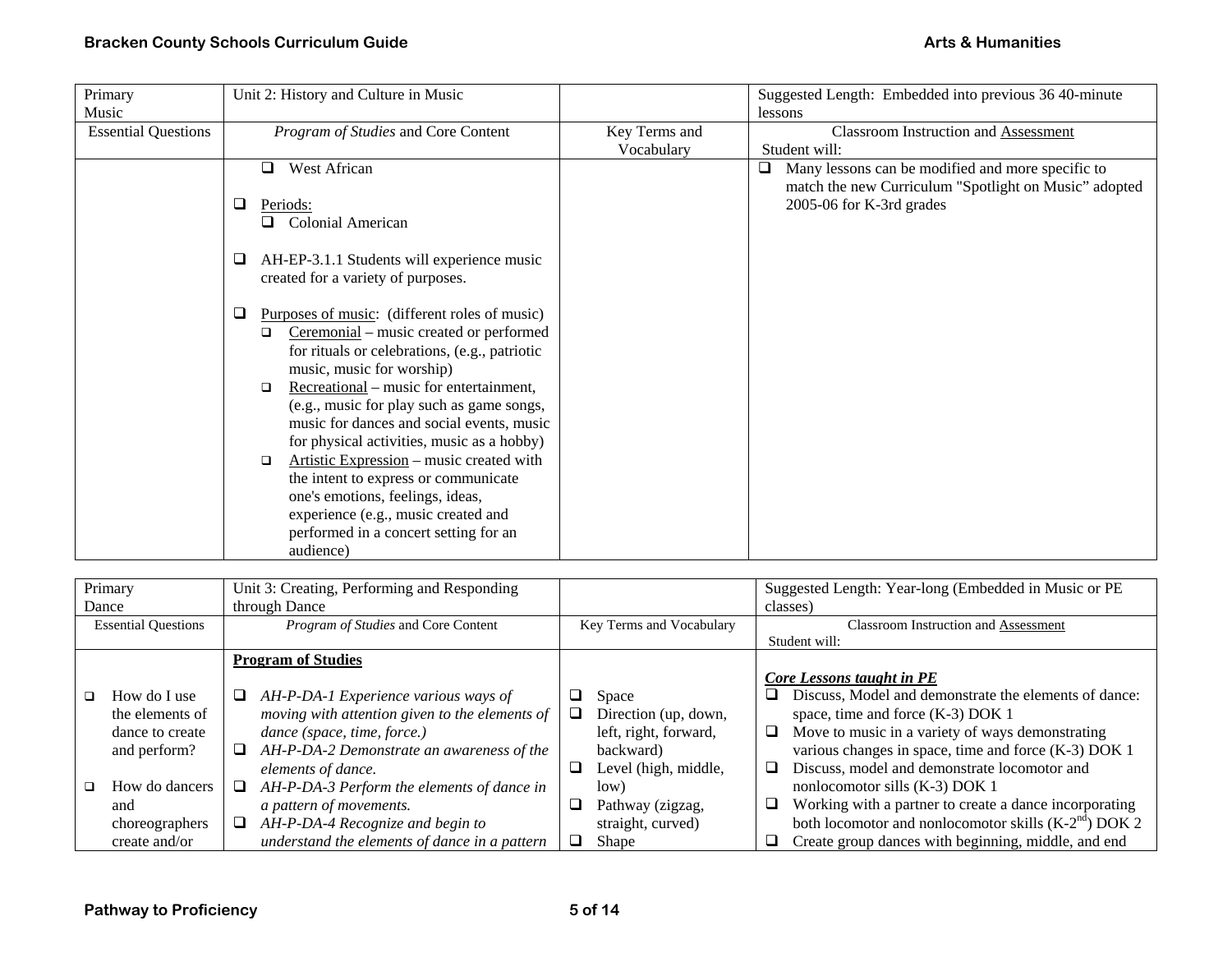| Primary Music | Unit 2: History and Culture in Music | | Suggested Length: Embedded into previous 36 40-minute lessons |
|---|---|---|---|
| Essential Questions | *Program of Studies* and Core Content | Key Terms and Vocabulary | Classroom Instruction and Assessment<br>Student will: |
| | ❑ West African<br><br>❑ Periods:<br>❑ Colonial American<br><br>❑ AH-EP-3.1.1 Students will experience music created for a variety of purposes.<br><br>❑ Purposes of music: (different roles of music)<br>❑ Ceremonial – music created or performed for rituals or celebrations, (e.g., patriotic music, music for worship)<br>❑ Recreational – music for entertainment, (e.g., music for play such as game songs, music for dances and social events, music for physical activities, music as a hobby)<br>❑ Artistic Expression – music created with the intent to express or communicate one's emotions, feelings, ideas, experience (e.g., music created and performed in a concert setting for an audience) | | ❑ Many lessons can be modified and more specific to match the new Curriculum "Spotlight on Music" adopted 2005-06 for K-3rd grades |

| Primary Dance | Unit 3: Creating, Performing and Responding through Dance | | Suggested Length: Year-long (Embedded in Music or PE classes) |
|---|---|---|---|
| Essential Questions | *Program of Studies* and Core Content | Key Terms and Vocabulary | Classroom Instruction and Assessment<br>Student will: |
| ❑ How do I use the elements of dance to create and perform?<br><br>❑ How do dancers and choreographers create and/or | **Program of Studies**<br><br>❑ *AH-P-DA-1 Experience various ways of moving with attention given to the elements of dance (space, time, force.)*<br>❑ *AH-P-DA-2 Demonstrate an awareness of the elements of dance.*<br>❑ *AH-P-DA-3 Perform the elements of dance in a pattern of movements.*<br>❑ *AH-P-DA-4 Recognize and begin to understand the elements of dance in a pattern* | ❑ Space<br>❑ Direction (up, down, left, right, forward, backward)<br>❑ Level (high, middle, low)<br>❑ Pathway (zigzag, straight, curved)<br>❑ Shape | ***Core Lessons taught in PE***<br>❑ Discuss, Model and demonstrate the elements of dance: space, time and force (K-3) DOK 1<br>❑ Move to music in a variety of ways demonstrating various changes in space, time and force (K-3) DOK 1<br>❑ Discuss, model and demonstrate locomotor and nonlocomotor sills (K-3) DOK 1<br>❑ Working with a partner to create a dance incorporating both locomotor and nonlocomotor skills (K-2nd) DOK 2<br>❑ Create group dances with beginning, middle, and end |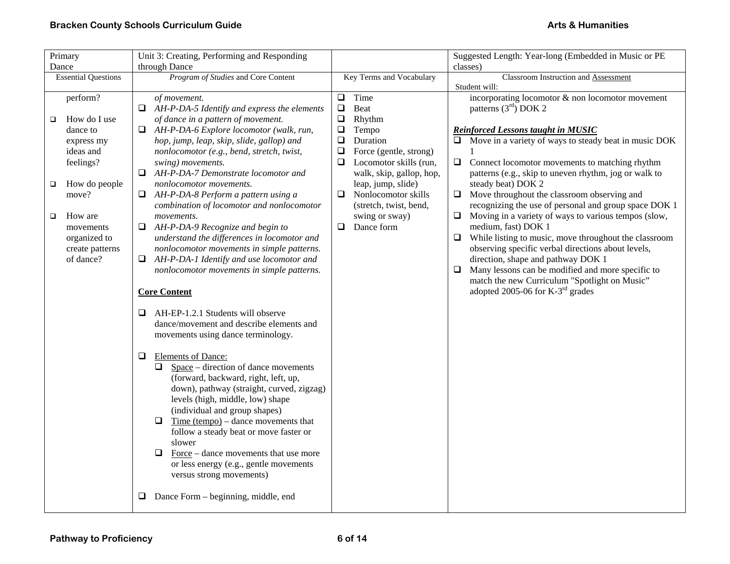| Primary Dance | Unit 3: Creating, Performing and Responding through Dance | | Suggested Length: Year-long (Embedded in Music or PE classes) |
|---|---|---|---|
| Essential Questions | *Program of Studies* and Core Content | Key Terms and Vocabulary | Classroom Instruction and Assessment<br>Student will: |
| perform?<br><br>❑ How do I use dance to express my ideas and feelings?<br><br>❑ How do people move?<br><br>❑ How are movements organized to create patterns of dance? | *of movement.*<br>❑ *AH-P-DA-5 Identify and express the elements of dance in a pattern of movement.*<br>❑ *AH-P-DA-6 Explore locomotor (walk, run, hop, jump, leap, skip, slide, gallop) and nonlocomotor (e.g., bend, stretch, twist, swing) movements.*<br>❑ *AH-P-DA-7 Demonstrate locomotor and nonlocomotor movements.*<br>❑ *AH-P-DA-8 Perform a pattern using a combination of locomotor and nonlocomotor movements.*<br>❑ *AH-P-DA-9 Recognize and begin to understand the differences in locomotor and nonlocomotor movements in simple patterns.*<br>❑ *AH-P-DA-1 Identify and use locomotor and nonlocomotor movements in simple patterns.*<br><br>**Core Content**<br><br>❑ AH-EP-1.2.1 Students will observe dance/movement and describe elements and movements using dance terminology.<br><br>❑ Elements of Dance:<br>❑ Space – direction of dance movements (forward, backward, right, left, up, down), pathway (straight, curved, zigzag) levels (high, middle, low) shape (individual and group shapes)<br>❑ Time (tempo) – dance movements that follow a steady beat or move faster or slower<br>❑ Force – dance movements that use more or less energy (e.g., gentle movements versus strong movements)<br><br>❑ Dance Form – beginning, middle, end | ❑ Time<br>❑ Beat<br>❑ Rhythm<br>❑ Tempo<br>❑ Duration<br>❑ Force (gentle, strong)<br>❑ Locomotor skills (run, walk, skip, gallop, hop, leap, jump, slide)<br>❑ Nonlocomotor skills (stretch, twist, bend, swing or sway)<br>❑ Dance form | incorporating locomotor & non locomotor movement patterns (3rd) DOK 2<br><br>***Reinforced Lessons taught in MUSIC***<br>❑ Move in a variety of ways to steady beat in music DOK 1<br>❑ Connect locomotor movements to matching rhythm patterns (e.g., skip to uneven rhythm, jog or walk to steady beat) DOK 2<br>❑ Move throughout the classroom observing and recognizing the use of personal and group space DOK 1<br>❑ Moving in a variety of ways to various tempos (slow, medium, fast) DOK 1<br>❑ While listing to music, move throughout the classroom observing specific verbal directions about levels, direction, shape and pathway DOK 1<br>❑ Many lessons can be modified and more specific to match the new Curriculum "Spotlight on Music" adopted 2005-06 for K-3rd grades |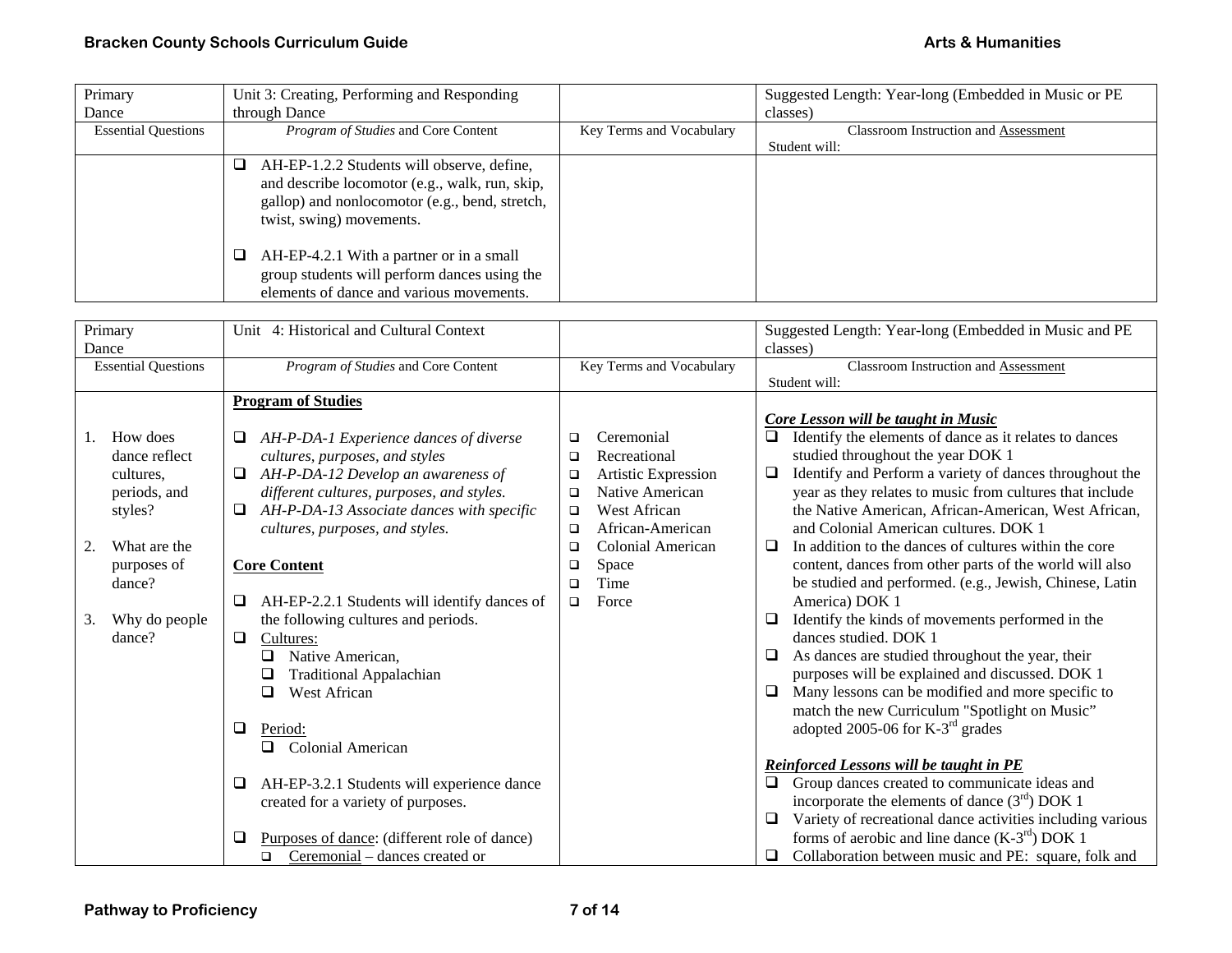| Primary Dance | Unit 3: Creating, Performing and Responding through Dance | | Suggested Length: Year-long (Embedded in Music or PE classes) |
|---|---|---|---|
| Essential Questions | *Program of Studies* and Core Content | Key Terms and Vocabulary | Classroom Instruction and Assessment<br>Student will: |
| | ❑ AH-EP-1.2.2 Students will observe, define, and describe locomotor (e.g., walk, run, skip, gallop) and nonlocomotor (e.g., bend, stretch, twist, swing) movements.<br><br>❑ AH-EP-4.2.1 With a partner or in a small group students will perform dances using the elements of dance and various movements. | | |

| Primary Dance | Unit 4: Historical and Cultural Context | | Suggested Length: Year-long (Embedded in Music and PE classes) |
|---|---|---|---|
| Essential Questions | *Program of Studies* and Core Content | Key Terms and Vocabulary | Classroom Instruction and Assessment<br>Student will: |
| 1. How does dance reflect cultures, periods, and styles?<br><br>2. What are the purposes of dance?<br><br>3. Why do people dance? | **Program of Studies**<br><br>❑ *AH-P-DA-1 Experience dances of diverse cultures, purposes, and styles*<br>❑ *AH-P-DA-12 Develop an awareness of different cultures, purposes, and styles.*<br>❑ *AH-P-DA-13 Associate dances with specific cultures, purposes, and styles.*<br><br>**Core Content**<br><br>❑ AH-EP-2.2.1 Students will identify dances of the following cultures and periods.<br>❑ Cultures:<br>&nbsp;&nbsp;❑ Native American,<br>&nbsp;&nbsp;❑ Traditional Appalachian<br>&nbsp;&nbsp;❑ West African<br><br>❑ Period:<br>&nbsp;&nbsp;❑ Colonial American<br><br>❑ AH-EP-3.2.1 Students will experience dance created for a variety of purposes.<br><br>❑ Purposes of dance: (different role of dance)<br>&nbsp;&nbsp;❑ Ceremonial – dances created or | ❑ Ceremonial<br>❑ Recreational<br>❑ Artistic Expression<br>❑ Native American<br>❑ West African<br>❑ African-American<br>❑ Colonial American<br>❑ Space<br>❑ Time<br>❑ Force | ***Core Lesson will be taught in Music***<br>❑ Identify the elements of dance as it relates to dances studied throughout the year DOK 1<br>❑ Identify and Perform a variety of dances throughout the year as they relates to music from cultures that include the Native American, African-American, West African, and Colonial American cultures. DOK 1<br>❑ In addition to the dances of cultures within the core content, dances from other parts of the world will also be studied and performed. (e.g., Jewish, Chinese, Latin America) DOK 1<br>❑ Identify the kinds of movements performed in the dances studied. DOK 1<br>❑ As dances are studied throughout the year, their purposes will be explained and discussed. DOK 1<br>❑ Many lessons can be modified and more specific to match the new Curriculum "Spotlight on Music" adopted 2005-06 for K-3rd grades<br><br>***Reinforced Lessons will be taught in PE***<br>❑ Group dances created to communicate ideas and incorporate the elements of dance (3rd) DOK 1<br>❑ Variety of recreational dance activities including various forms of aerobic and line dance (K-3rd) DOK 1<br>❑ Collaboration between music and PE: square, folk and |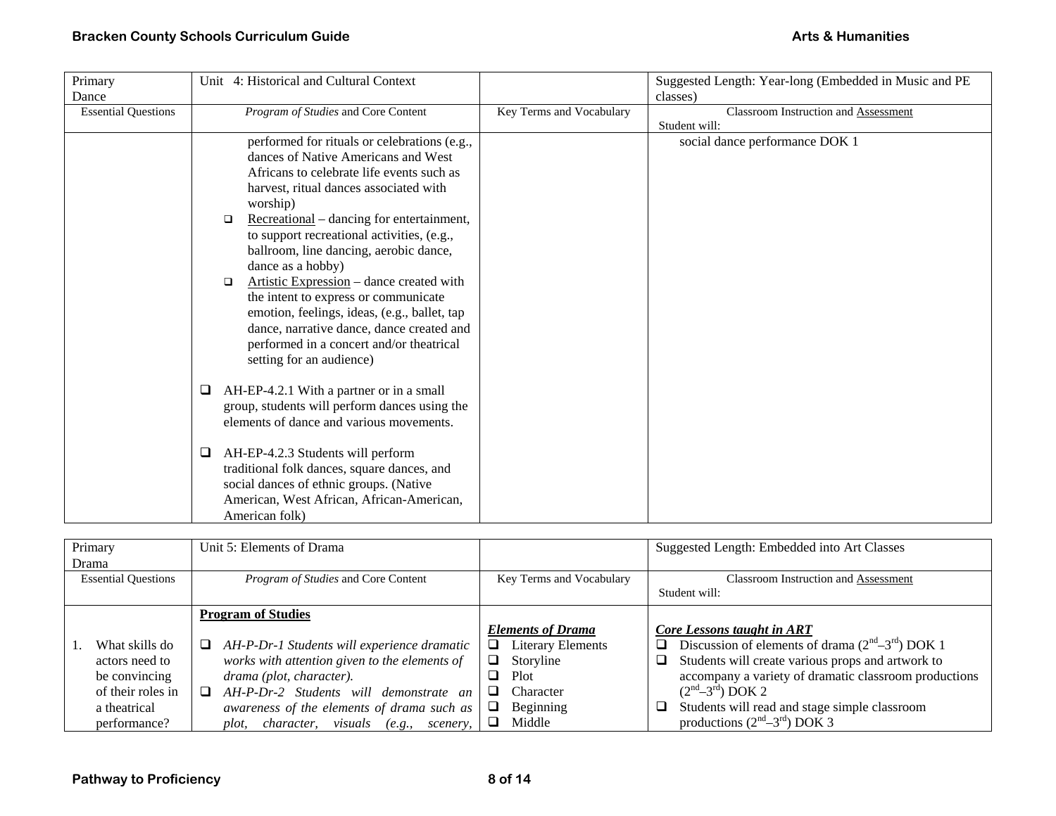| Primary Dance | Unit 4: Historical and Cultural Context | | Suggested Length: Year-long (Embedded in Music and PE classes) |
|---|---|---|---|
| Essential Questions | *Program of Studies* and Core Content | Key Terms and Vocabulary | Classroom Instruction and Assessment<br>Student will: |
| | performed for rituals or celebrations (e.g., dances of Native Americans and West Africans to celebrate life events such as harvest, ritual dances associated with worship)<br>❑ Recreational – dancing for entertainment, to support recreational activities, (e.g., ballroom, line dancing, aerobic dance, dance as a hobby)<br>❑ Artistic Expression – dance created with the intent to express or communicate emotion, feelings, ideas, (e.g., ballet, tap dance, narrative dance, dance created and performed in a concert and/or theatrical setting for an audience)<br><br>❑ AH-EP-4.2.1 With a partner or in a small group, students will perform dances using the elements of dance and various movements.<br><br>❑ AH-EP-4.2.3 Students will perform traditional folk dances, square dances, and social dances of ethnic groups. (Native American, West African, African-American, American folk) | | social dance performance DOK 1 |

| Primary Drama | Unit 5: Elements of Drama | | Suggested Length: Embedded into Art Classes |
|---|---|---|---|
| Essential Questions | *Program of Studies* and Core Content | Key Terms and Vocabulary | Classroom Instruction and Assessment<br>Student will: |
| 1. What skills do actors need to be convincing of their roles in a theatrical performance? | **Program of Studies**<br><br>❑ *AH-P-Dr-1 Students will experience dramatic works with attention given to the elements of drama (plot, character).*<br>❑ *AH-P-Dr-2 Students will demonstrate an awareness of the elements of drama such as plot, character, visuals (e.g., scenery,* | ***Elements of Drama***<br>❑ Literary Elements<br>❑ Storyline<br>❑ Plot<br>❑ Character<br>❑ Beginning<br>❑ Middle | ***Core Lessons taught in ART***<br>❑ Discussion of elements of drama ($2^{nd}$–$3^{rd}$) DOK 1<br>❑ Students will create various props and artwork to accompany a variety of dramatic classroom productions ($2^{nd}$–$3^{rd}$) DOK 2<br>❑ Students will read and stage simple classroom productions ($2^{nd}$–$3^{rd}$) DOK 3 |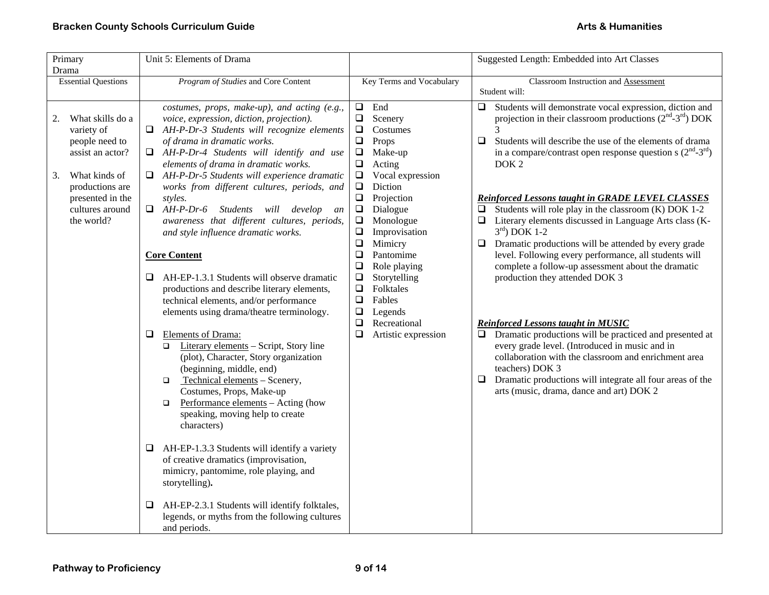| Primary Drama | Unit 5: Elements of Drama | | Suggested Length: Embedded into Art Classes |
|---|---|---|---|
| Essential Questions | *Program of Studies* and Core Content | Key Terms and Vocabulary | Classroom Instruction and Assessment<br>Student will: |
| 2. What skills do a variety of people need to assist an actor?<br><br>3. What kinds of productions are presented in the cultures around the world? | *costumes, props, make-up), and acting (e.g., voice, expression, diction, projection).*<br>❑ *AH-P-Dr-3 Students will recognize elements of drama in dramatic works.*<br>❑ *AH-P-Dr-4 Students will identify and use elements of drama in dramatic works.*<br>❑ *AH-P-Dr-5 Students will experience dramatic works from different cultures, periods, and styles.*<br>❑ *AH-P-Dr-6 Students will develop an awareness that different cultures, periods, and style influence dramatic works.*<br><br>**Core Content**<br><br>❑ AH-EP-1.3.1 Students will observe dramatic productions and describe literary elements, technical elements, and/or performance elements using drama/theatre terminology.<br><br>❑ Elements of Drama:<br>❑ Literary elements – Script, Story line (plot), Character, Story organization (beginning, middle, end)<br>❑ Technical elements – Scenery, Costumes, Props, Make-up<br>❑ Performance elements – Acting (how speaking, moving help to create characters)<br><br>❑ AH-EP-1.3.3 Students will identify a variety of creative dramatics (improvisation, mimicry, pantomime, role playing, and storytelling).<br><br>❑ AH-EP-2.3.1 Students will identify folktales, legends, or myths from the following cultures and periods. | ❑ End<br>❑ Scenery<br>❑ Costumes<br>❑ Props<br>❑ Make-up<br>❑ Acting<br>❑ Vocal expression<br>❑ Diction<br>❑ Projection<br>❑ Dialogue<br>❑ Monologue<br>❑ Improvisation<br>❑ Mimicry<br>❑ Pantomime<br>❑ Role playing<br>❑ Storytelling<br>❑ Folktales<br>❑ Fables<br>❑ Legends<br>❑ Recreational<br>❑ Artistic expression | ❑ Students will demonstrate vocal expression, diction and projection in their classroom productions (2nd-3rd) DOK 3<br>❑ Students will describe the use of the elements of drama in a compare/contrast open response question s (2nd-3rd) DOK 2<br><br>***Reinforced Lessons taught in GRADE LEVEL CLASSES***<br>❑ Students will role play in the classroom (K) DOK 1-2<br>❑ Literary elements discussed in Language Arts class (K-3rd) DOK 1-2<br>❑ Dramatic productions will be attended by every grade level. Following every performance, all students will complete a follow-up assessment about the dramatic production they attended DOK 3<br><br>***Reinforced Lessons taught in MUSIC***<br>❑ Dramatic productions will be practiced and presented at every grade level. (Introduced in music and in collaboration with the classroom and enrichment area teachers) DOK 3<br>❑ Dramatic productions will integrate all four areas of the arts (music, drama, dance and art) DOK 2 |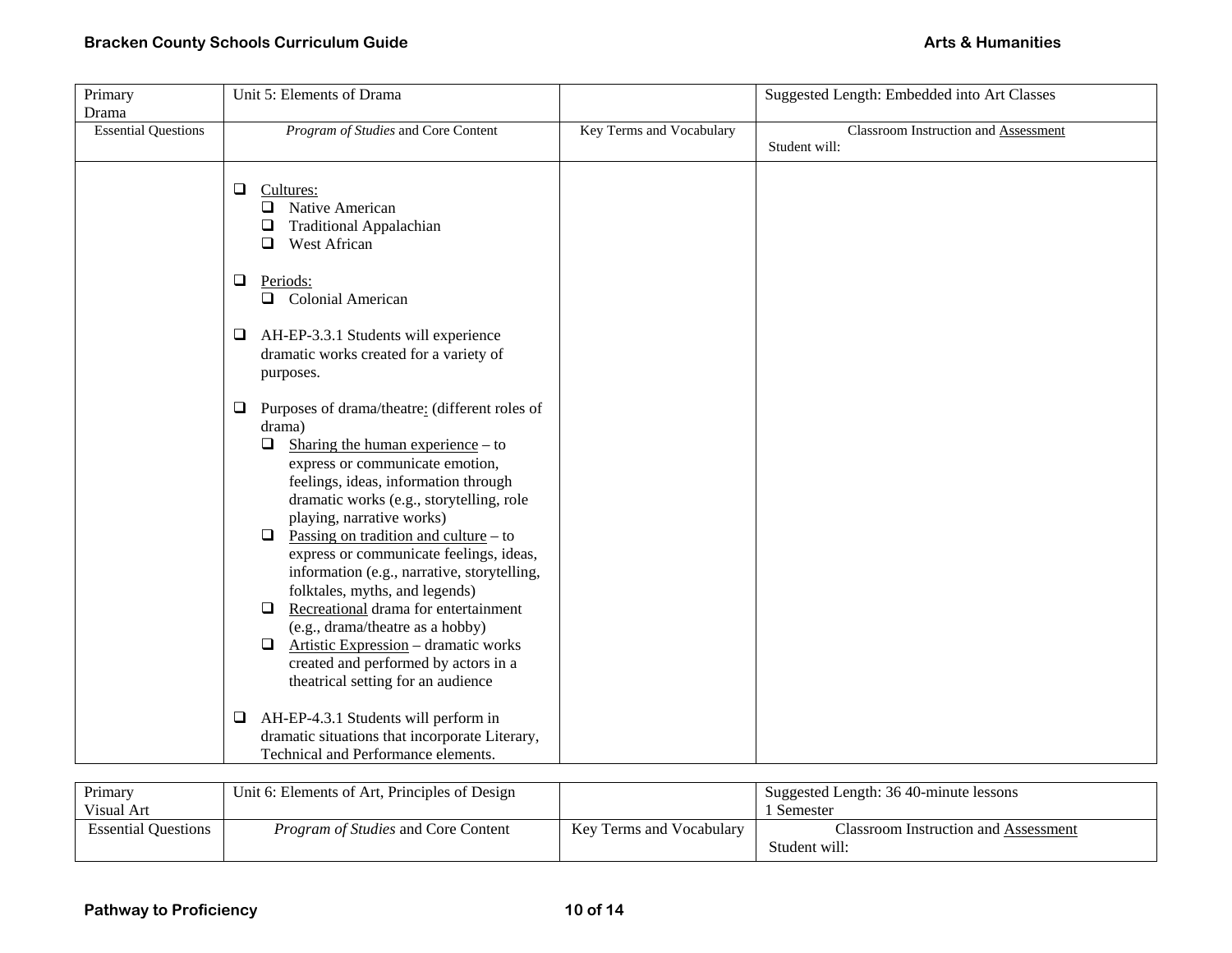| Primary Drama | Unit 5: Elements of Drama | | Suggested Length: Embedded into Art Classes |
|---|---|---|---|
| Essential Questions | *Program of Studies* and Core Content | Key Terms and Vocabulary | Classroom Instruction and Assessment<br>Student will: |
| | ❑ Cultures:<br>  ❑ Native American<br>  ❑ Traditional Appalachian<br>  ❑ West African<br><br>❑ Periods:<br>  ❑ Colonial American<br><br>❑ AH-EP-3.3.1 Students will experience dramatic works created for a variety of purposes.<br><br>❑ Purposes of drama/theatre: (different roles of drama)<br>  ❑ Sharing the human experience – to express or communicate emotion, feelings, ideas, information through dramatic works (e.g., storytelling, role playing, narrative works)<br>  ❑ Passing on tradition and culture – to express or communicate feelings, ideas, information (e.g., narrative, storytelling, folktales, myths, and legends)<br>  ❑ Recreational drama for entertainment (e.g., drama/theatre as a hobby)<br>  ❑ Artistic Expression – dramatic works created and performed by actors in a theatrical setting for an audience<br><br>❑ AH-EP-4.3.1 Students will perform in dramatic situations that incorporate Literary, Technical and Performance elements. | | |

| Primary Visual Art | Unit 6: Elements of Art, Principles of Design | | Suggested Length: 36 40-minute lessons<br>1 Semester |
|---|---|---|---|
| Essential Questions | *Program of Studies* and Core Content | Key Terms and Vocabulary | Classroom Instruction and Assessment<br>Student will: |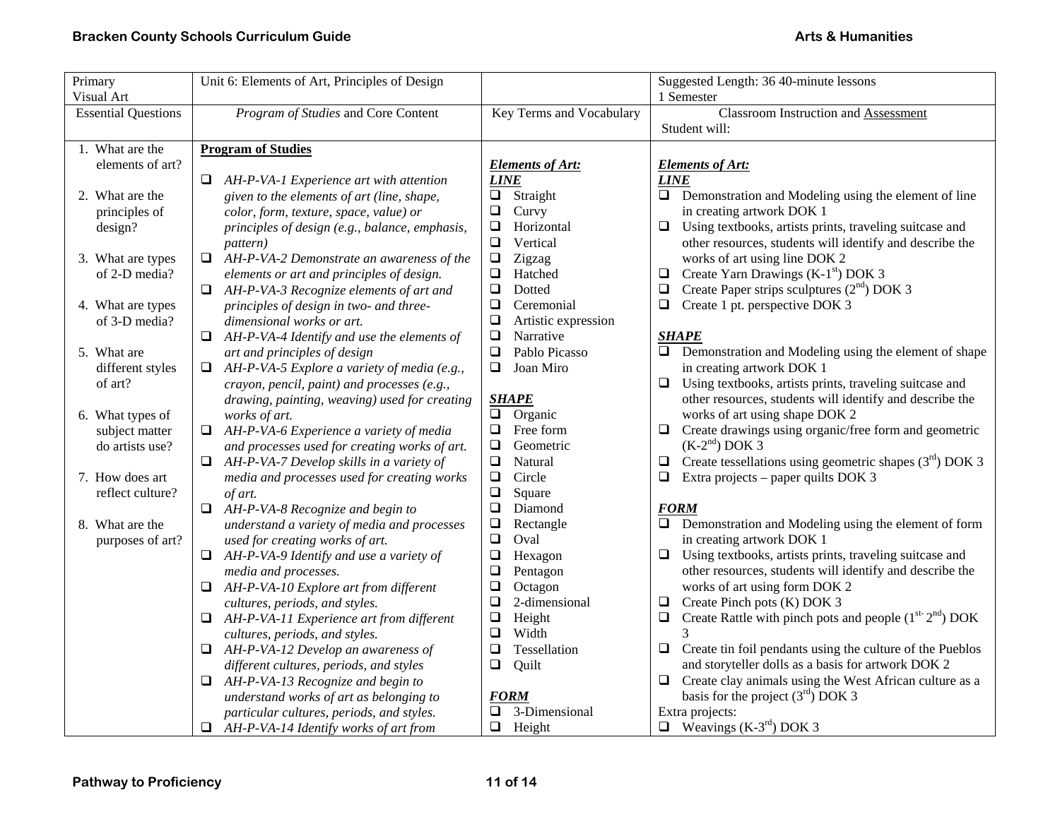| Primary<br>Visual Art | Unit 6: Elements of Art, Principles of Design | | Suggested Length: 36 40-minute lessons<br>1 Semester |
|---|---|---|---|
| Essential Questions | *Program of Studies* and Core Content | Key Terms and Vocabulary | Classroom Instruction and Assessment<br>Student will: |
| 1. What are the elements of art?<br><br>2. What are the principles of design?<br><br>3. What are types of 2-D media?<br><br>4. What are types of 3-D media?<br><br>5. What are different styles of art?<br><br>6. What types of subject matter do artists use?<br><br>7. How does art reflect culture?<br><br>8. What are the purposes of art? | **Program of Studies**<br><br>❑ *AH-P-VA-1 Experience art with attention given to the elements of art (line, shape, color, form, texture, space, value) or principles of design (e.g., balance, emphasis, pattern)*<br>❑ *AH-P-VA-2 Demonstrate an awareness of the elements or art and principles of design.*<br>❑ *AH-P-VA-3 Recognize elements of art and principles of design in two- and three-dimensional works or art.*<br>❑ *AH-P-VA-4 Identify and use the elements of art and principles of design*<br>❑ *AH-P-VA-5 Explore a variety of media (e.g., crayon, pencil, paint) and processes (e.g., drawing, painting, weaving) used for creating works of art.*<br>❑ *AH-P-VA-6 Experience a variety of media and processes used for creating works of art.*<br>❑ *AH-P-VA-7 Develop skills in a variety of media and processes used for creating works of art.*<br>❑ *AH-P-VA-8 Recognize and begin to understand a variety of media and processes used for creating works of art.*<br>❑ *AH-P-VA-9 Identify and use a variety of media and processes.*<br>❑ *AH-P-VA-10 Explore art from different cultures, periods, and styles.*<br>❑ *AH-P-VA-11 Experience art from different cultures, periods, and styles.*<br>❑ *AH-P-VA-12 Develop an awareness of different cultures, periods, and styles*<br>❑ *AH-P-VA-13 Recognize and begin to understand works of art as belonging to particular cultures, periods, and styles.*<br>❑ *AH-P-VA-14 Identify works of art from* | ***Elements of Art:***<br>***LINE***<br>❑ Straight<br>❑ Curvy<br>❑ Horizontal<br>❑ Vertical<br>❑ Zigzag<br>❑ Hatched<br>❑ Dotted<br>❑ Ceremonial<br>❑ Artistic expression<br>❑ Narrative<br>❑ Pablo Picasso<br>❑ Joan Miro<br><br>***SHAPE***<br>❑ Organic<br>❑ Free form<br>❑ Geometric<br>❑ Natural<br>❑ Circle<br>❑ Square<br>❑ Diamond<br>❑ Rectangle<br>❑ Oval<br>❑ Hexagon<br>❑ Pentagon<br>❑ Octagon<br>❑ 2-dimensional<br>❑ Height<br>❑ Width<br>❑ Tessellation<br>❑ Quilt<br><br>***FORM***<br>❑ 3-Dimensional<br>❑ Height | ***Elements of Art:***<br>***LINE***<br>❑ Demonstration and Modeling using the element of line in creating artwork DOK 1<br>❑ Using textbooks, artists prints, traveling suitcase and other resources, students will identify and describe the works of art using line DOK 2<br>❑ Create Yarn Drawings (K-1st) DOK 3<br>❑ Create Paper strips sculptures (2nd) DOK 3<br>❑ Create 1 pt. perspective DOK 3<br><br>***SHAPE***<br>❑ Demonstration and Modeling using the element of shape in creating artwork DOK 1<br>❑ Using textbooks, artists prints, traveling suitcase and other resources, students will identify and describe the works of art using shape DOK 2<br>❑ Create drawings using organic/free form and geometric (K-2nd) DOK 3<br>❑ Create tessellations using geometric shapes (3rd) DOK 3<br>❑ Extra projects – paper quilts DOK 3<br><br>***FORM***<br>❑ Demonstration and Modeling using the element of form in creating artwork DOK 1<br>❑ Using textbooks, artists prints, traveling suitcase and other resources, students will identify and describe the works of art using form DOK 2<br>❑ Create Pinch pots (K) DOK 3<br>❑ Create Rattle with pinch pots and people (1st- 2nd) DOK 3<br>❑ Create tin foil pendants using the culture of the Pueblos and storyteller dolls as a basis for artwork DOK 2<br>❑ Create clay animals using the West African culture as a basis for the project (3rd) DOK 3<br>Extra projects:<br>❑ Weavings (K-3rd) DOK 3 |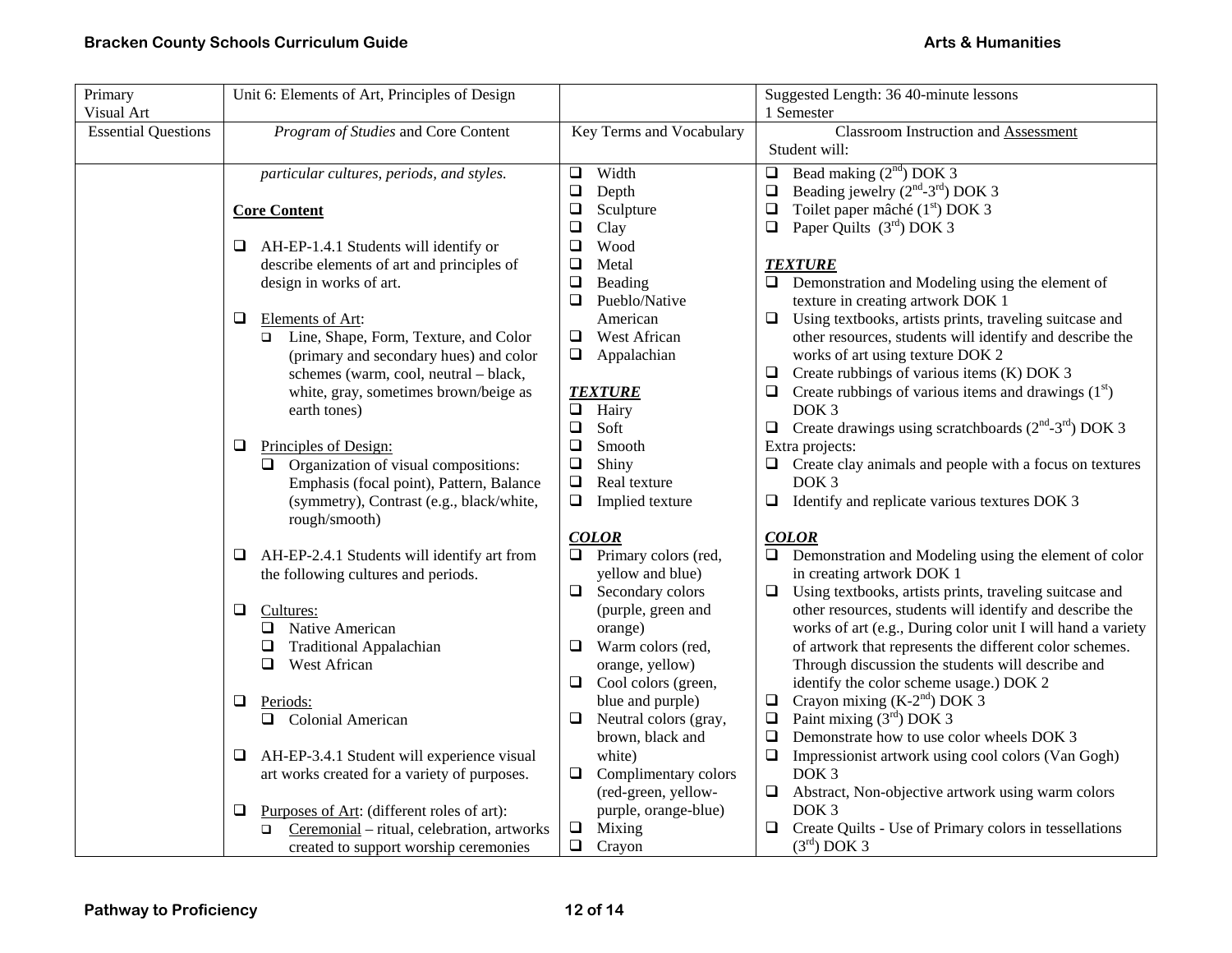| Primary Visual Art | Unit 6: Elements of Art, Principles of Design | | Suggested Length: 36 40-minute lessons 1 Semester |
|---|---|---|---|
| Essential Questions | *Program of Studies* and Core Content | Key Terms and Vocabulary | Classroom Instruction and Assessment Student will: |
| | *particular cultures, periods, and styles.*<br><br>**Core Content**<br><br>❑ AH-EP-1.4.1 Students will identify or describe elements of art and principles of design in works of art.<br><br>❑ Elements of Art:<br>❑ Line, Shape, Form, Texture, and Color (primary and secondary hues) and color schemes (warm, cool, neutral – black, white, gray, sometimes brown/beige as earth tones)<br><br>❑ Principles of Design:<br>❑ Organization of visual compositions: Emphasis (focal point), Pattern, Balance (symmetry), Contrast (e.g., black/white, rough/smooth)<br><br>❑ AH-EP-2.4.1 Students will identify art from the following cultures and periods.<br><br>❑ Cultures:<br>❑ Native American<br>❑ Traditional Appalachian<br>❑ West African<br><br>❑ Periods:<br>❑ Colonial American<br><br>❑ AH-EP-3.4.1 Student will experience visual art works created for a variety of purposes.<br><br>❑ Purposes of Art: (different roles of art):<br>❑ Ceremonial – ritual, celebration, artworks created to support worship ceremonies | ❑ Width<br>❑ Depth<br>❑ Sculpture<br>❑ Clay<br>❑ Wood<br>❑ Metal<br>❑ Beading<br>❑ Pueblo/Native American<br>❑ West African<br>❑ Appalachian<br><br>***TEXTURE***<br>❑ Hairy<br>❑ Soft<br>❑ Smooth<br>❑ Shiny<br>❑ Real texture<br>❑ Implied texture<br><br>***COLOR***<br>❑ Primary colors (red, yellow and blue)<br>❑ Secondary colors (purple, green and orange)<br>❑ Warm colors (red, orange, yellow)<br>❑ Cool colors (green, blue and purple)<br>❑ Neutral colors (gray, brown, black and white)<br>❑ Complimentary colors (red-green, yellow-purple, orange-blue)<br>❑ Mixing<br>❑ Crayon | ❑ Bead making (2nd) DOK 3<br>❑ Beading jewelry (2nd-3rd) DOK 3<br>❑ Toilet paper mâché (1st) DOK 3<br>❑ Paper Quilts (3rd) DOK 3<br><br>***TEXTURE***<br>❑ Demonstration and Modeling using the element of texture in creating artwork DOK 1<br>❑ Using textbooks, artists prints, traveling suitcase and other resources, students will identify and describe the works of art using texture DOK 2<br>❑ Create rubbings of various items (K) DOK 3<br>❑ Create rubbings of various items and drawings (1st) DOK 3<br>❑ Create drawings using scratchboards (2nd-3rd) DOK 3<br>Extra projects:<br>❑ Create clay animals and people with a focus on textures DOK 3<br>❑ Identify and replicate various textures DOK 3<br><br>***COLOR***<br>❑ Demonstration and Modeling using the element of color in creating artwork DOK 1<br>❑ Using textbooks, artists prints, traveling suitcase and other resources, students will identify and describe the works of art (e.g., During color unit I will hand a variety of artwork that represents the different color schemes. Through discussion the students will describe and identify the color scheme usage.) DOK 2<br>❑ Crayon mixing (K-2nd) DOK 3<br>❑ Paint mixing (3rd) DOK 3<br>❑ Demonstrate how to use color wheels DOK 3<br>❑ Impressionist artwork using cool colors (Van Gogh) DOK 3<br>❑ Abstract, Non-objective artwork using warm colors DOK 3<br>❑ Create Quilts - Use of Primary colors in tessellations (3rd) DOK 3 |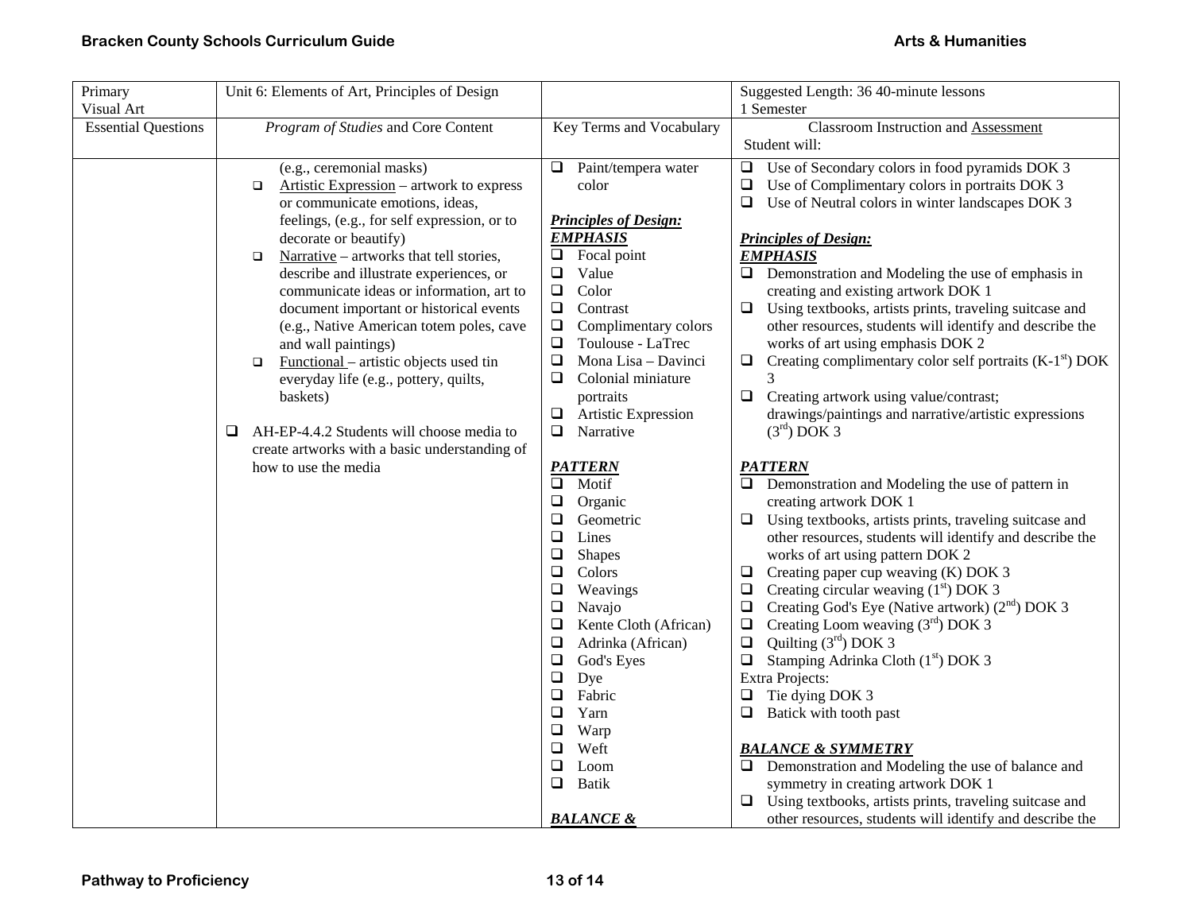| Primary Visual Art | Unit 6: Elements of Art, Principles of Design | | Suggested Length: 36 40-minute lessons 1 Semester |
|---|---|---|---|
| Essential Questions | *Program of Studies* and Core Content | Key Terms and Vocabulary | Classroom Instruction and Assessment Student will: |
| | (e.g., ceremonial masks)<br>❑ Artistic Expression – artwork to express or communicate emotions, ideas, feelings, (e.g., for self expression, or to decorate or beautify)<br>❑ Narrative – artworks that tell stories, describe and illustrate experiences, or communicate ideas or information, art to document important or historical events (e.g., Native American totem poles, cave and wall paintings)<br>❑ Functional – artistic objects used tin everyday life (e.g., pottery, quilts, baskets)<br><br>❑ AH-EP-4.4.2 Students will choose media to create artworks with a basic understanding of how to use the media | ❑ Paint/tempera water color<br><br>***Principles of Design:***<br>***EMPHASIS***<br>❑ Focal point<br>❑ Value<br>❑ Color<br>❑ Contrast<br>❑ Complimentary colors<br>❑ Toulouse - LaTrec<br>❑ Mona Lisa – Davinci<br>❑ Colonial miniature portraits<br>❑ Artistic Expression<br>❑ Narrative<br><br>***PATTERN***<br>❑ Motif<br>❑ Organic<br>❑ Geometric<br>❑ Lines<br>❑ Shapes<br>❑ Colors<br>❑ Weavings<br>❑ Navajo<br>❑ Kente Cloth (African)<br>❑ Adrinka (African)<br>❑ God's Eyes<br>❑ Dye<br>❑ Fabric<br>❑ Yarn<br>❑ Warp<br>❑ Weft<br>❑ Loom<br>❑ Batik<br><br>***BALANCE &*** | ❑ Use of Secondary colors in food pyramids DOK 3<br>❑ Use of Complimentary colors in portraits DOK 3<br>❑ Use of Neutral colors in winter landscapes DOK 3<br><br>***Principles of Design:***<br>***EMPHASIS***<br>❑ Demonstration and Modeling the use of emphasis in creating and existing artwork DOK 1<br>❑ Using textbooks, artists prints, traveling suitcase and other resources, students will identify and describe the works of art using emphasis DOK 2<br>❑ Creating complimentary color self portraits (K-1st) DOK 3<br>❑ Creating artwork using value/contrast; drawings/paintings and narrative/artistic expressions (3rd) DOK 3<br><br>***PATTERN***<br>❑ Demonstration and Modeling the use of pattern in creating artwork DOK 1<br>❑ Using textbooks, artists prints, traveling suitcase and other resources, students will identify and describe the works of art using pattern DOK 2<br>❑ Creating paper cup weaving (K) DOK 3<br>❑ Creating circular weaving (1st) DOK 3<br>❑ Creating God's Eye (Native artwork) (2nd) DOK 3<br>❑ Creating Loom weaving (3rd) DOK 3<br>❑ Quilting (3rd) DOK 3<br>❑ Stamping Adrinka Cloth (1st) DOK 3<br>Extra Projects:<br>❑ Tie dying DOK 3<br>❑ Batick with tooth past<br><br>***BALANCE & SYMMETRY***<br>❑ Demonstration and Modeling the use of balance and symmetry in creating artwork DOK 1<br>❑ Using textbooks, artists prints, traveling suitcase and other resources, students will identify and describe the |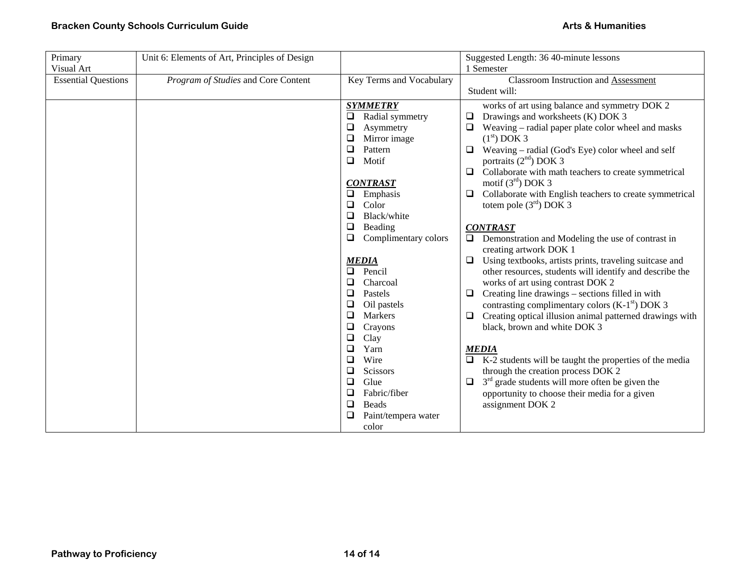| Primary Visual Art | Unit 6: Elements of Art, Principles of Design | | Suggested Length: 36 40-minute lessons 1 Semester |
|---|---|---|---|
| Essential Questions | *Program of Studies* and Core Content | Key Terms and Vocabulary | Classroom Instruction and Assessment Student will: |
| | | ***SYMMETRY***<br>❑ Radial symmetry<br>❑ Asymmetry<br>❑ Mirror image<br>❑ Pattern<br>❑ Motif<br><br>***CONTRAST***<br>❑ Emphasis<br>❑ Color<br>❑ Black/white<br>❑ Beading<br>❑ Complimentary colors<br><br>***MEDIA***<br>❑ Pencil<br>❑ Charcoal<br>❑ Pastels<br>❑ Oil pastels<br>❑ Markers<br>❑ Crayons<br>❑ Clay<br>❑ Yarn<br>❑ Wire<br>❑ Scissors<br>❑ Glue<br>❑ Fabric/fiber<br>❑ Beads<br>❑ Paint/tempera water color | works of art using balance and symmetry DOK 2<br>❑ Drawings and worksheets (K) DOK 3<br>❑ Weaving – radial paper plate color wheel and masks (1st) DOK 3<br>❑ Weaving – radial (God's Eye) color wheel and self portraits (2nd) DOK 3<br>❑ Collaborate with math teachers to create symmetrical motif (3rd) DOK 3<br>❑ Collaborate with English teachers to create symmetrical totem pole (3rd) DOK 3<br><br>***CONTRAST***<br>❑ Demonstration and Modeling the use of contrast in creating artwork DOK 1<br>❑ Using textbooks, artists prints, traveling suitcase and other resources, students will identify and describe the works of art using contrast DOK 2<br>❑ Creating line drawings – sections filled in with contrasting complimentary colors (K-1st) DOK 3<br>❑ Creating optical illusion animal patterned drawings with black, brown and white DOK 3<br><br>***MEDIA***<br>❑ K-2 students will be taught the properties of the media through the creation process DOK 2<br>❑ 3rd grade students will more often be given the opportunity to choose their media for a given assignment DOK 2 |